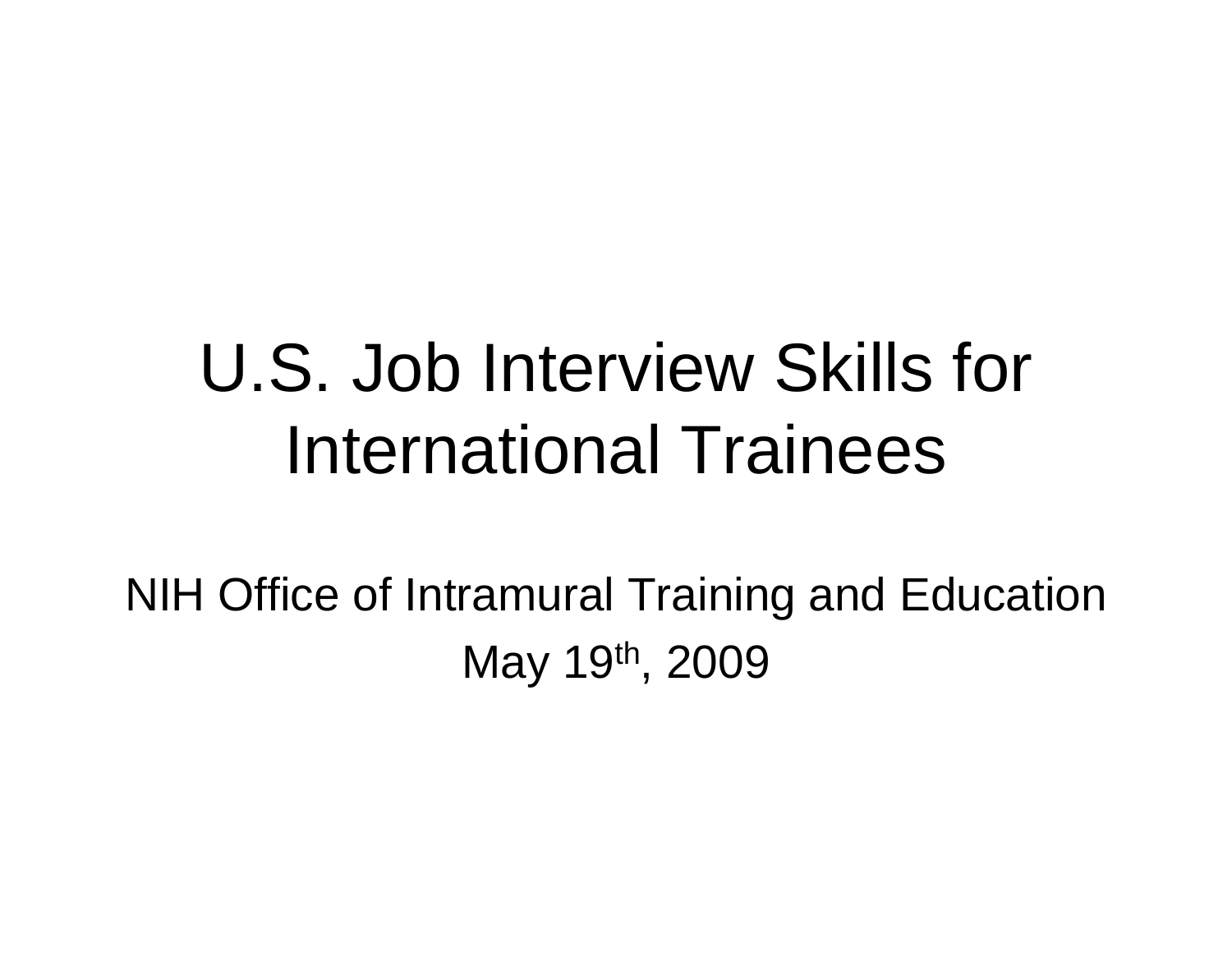# U.S. Job Interview Skills for International Trainees

NIH Office of Intramural Training and Education

May 19th, 2009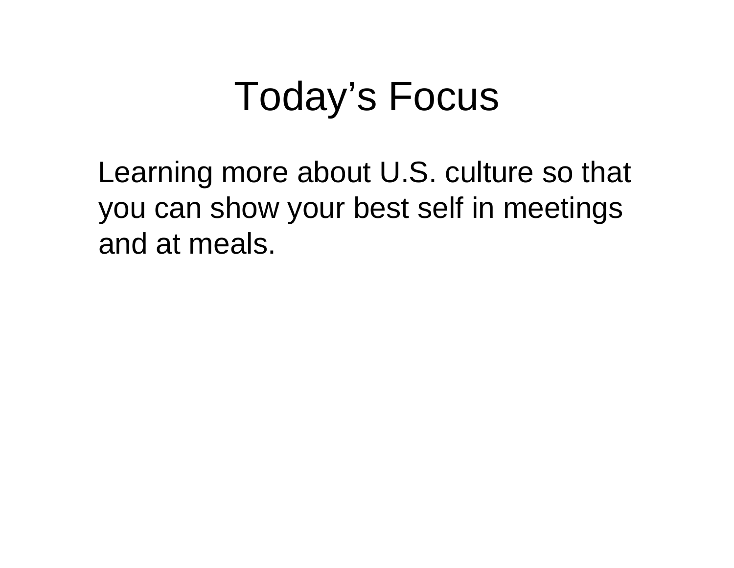# Today's Focus

Learning more about U.S. culture so that you can show your best self in meetings and at meals.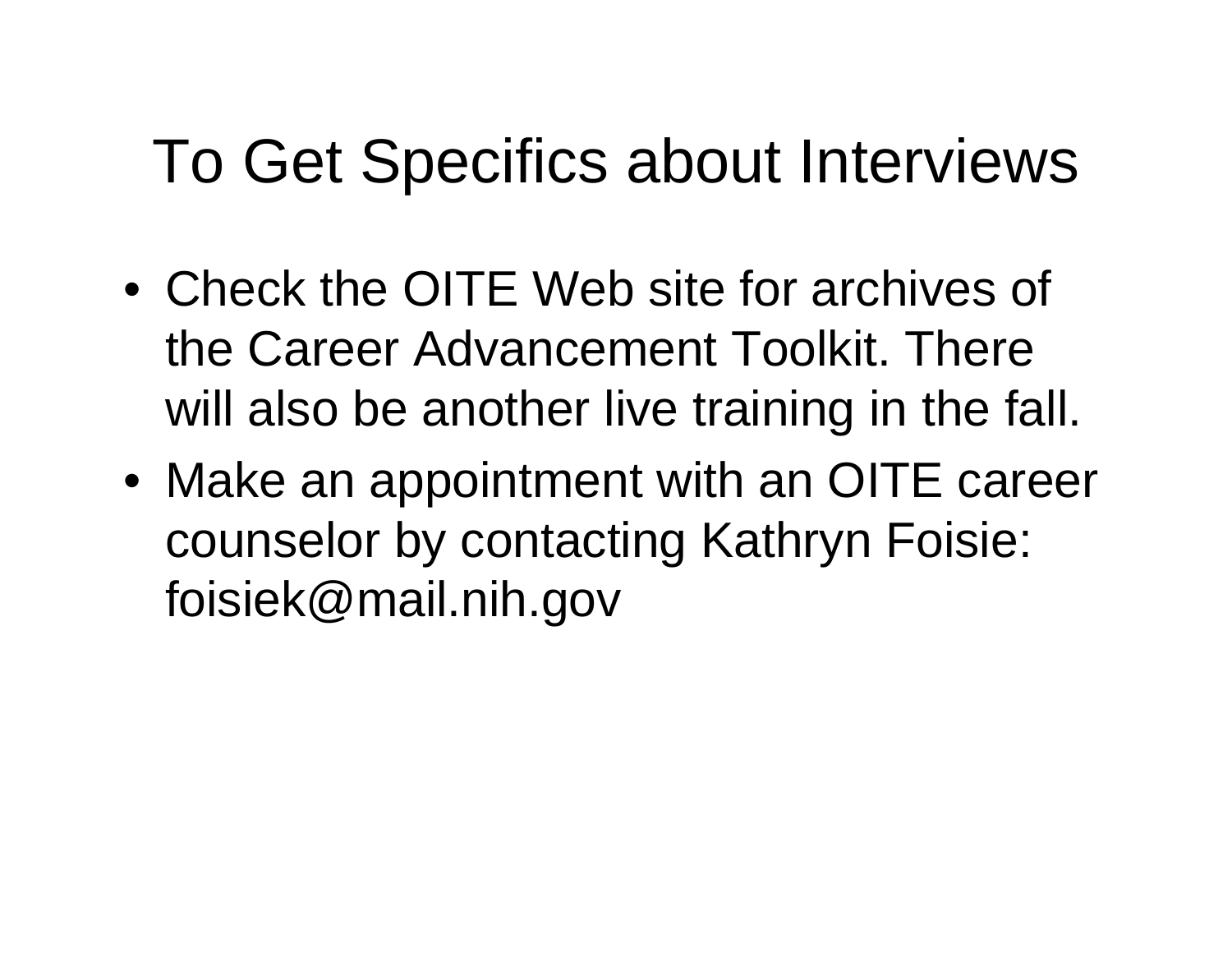# To Get Specifics about Interviews

- Check the OITE Web site for archives of the Career Advancement Toolkit. There will also be another live training in the fall.
- Make an appointment with an OITE career counselor by contacting Kathryn Foisie: foisiek@mail.nih.gov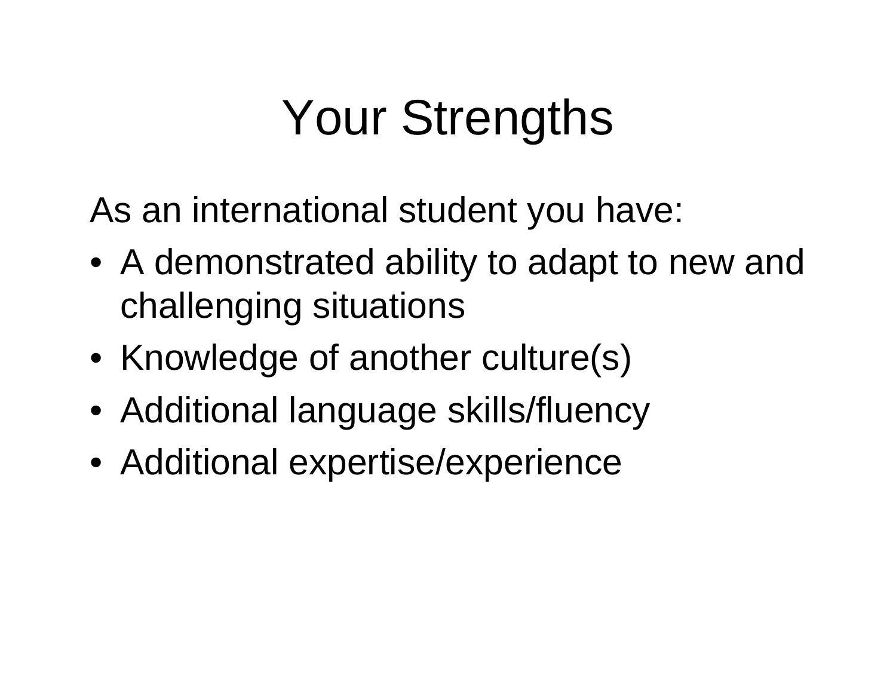# Your Strengths

As an international student you have:

- A demonstrated ability to adapt to new and challenging situations
- Knowledge of another culture(s)
- Additional language skills/fluency
- Additional expertise/experience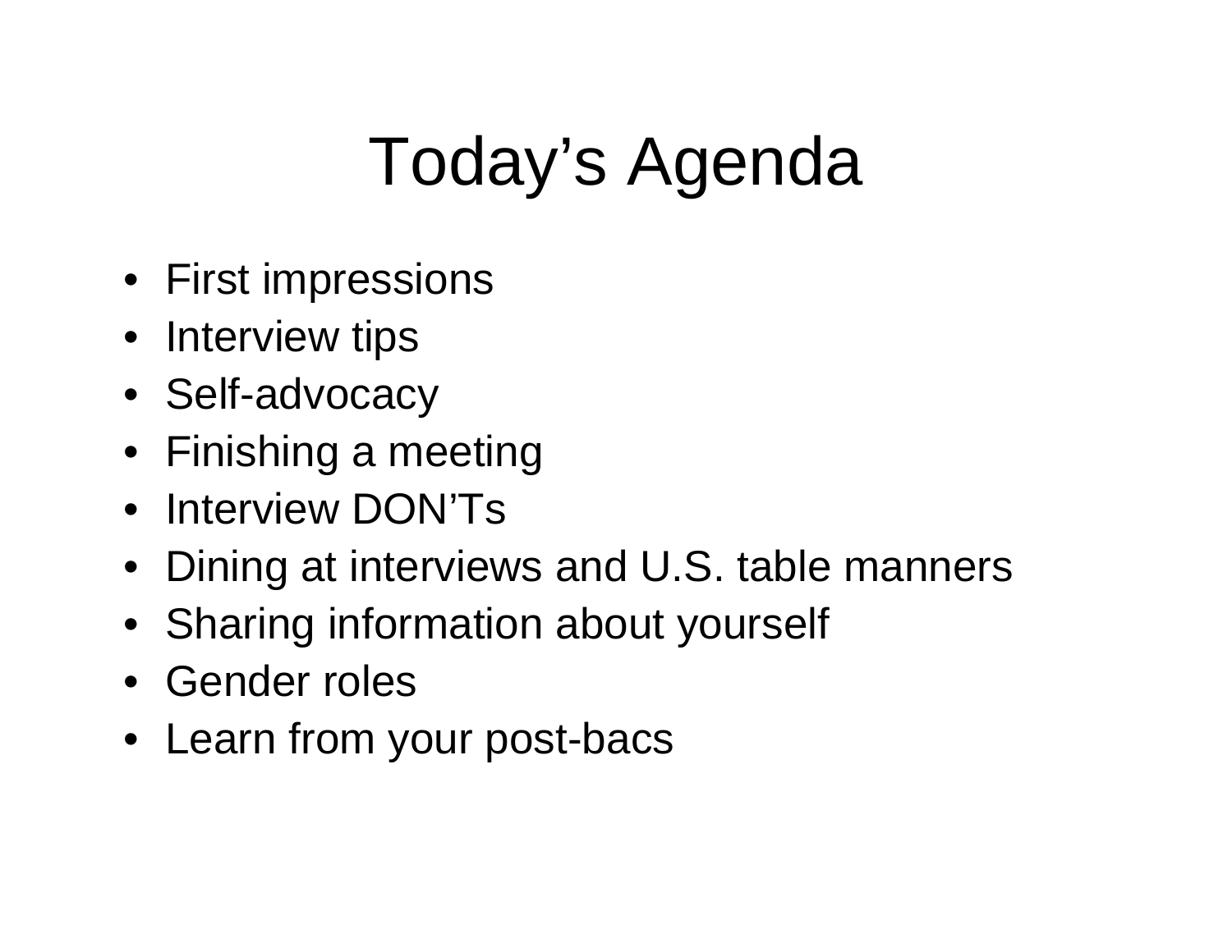# Today's Agenda

- First impressions
- Interview tips
- Self-advocacy
- Finishing a meeting
- Interview DON'Ts
- Dining at interviews and U.S. table manners
- Sharing information about yourself
- Gender roles
- Learn from your post-bacs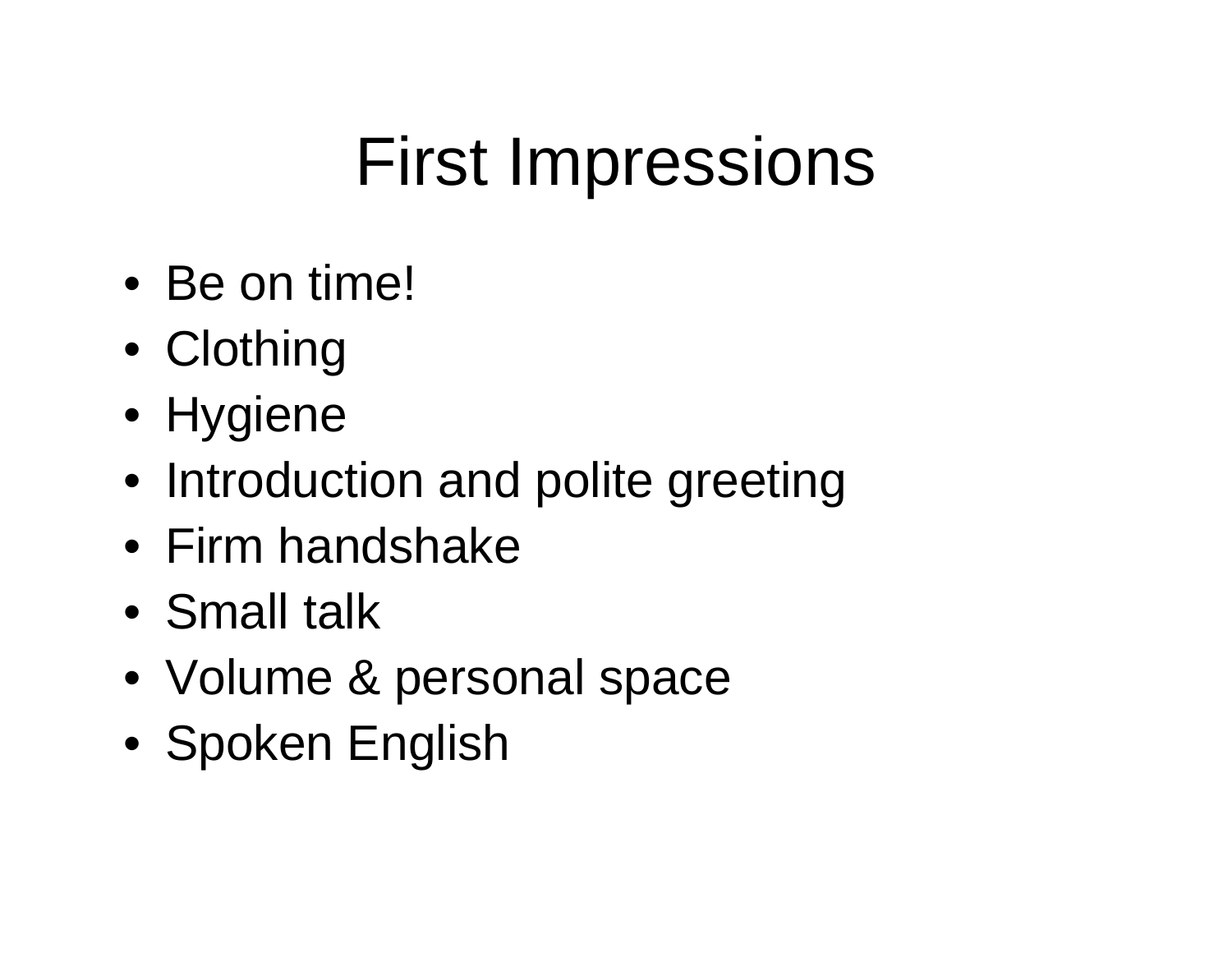# First Impressions

- Be on time!
- Clothing
- Hygiene
- Introduction and polite greeting
- Firm handshake
- Small talk
- Volume & personal space
- Spoken English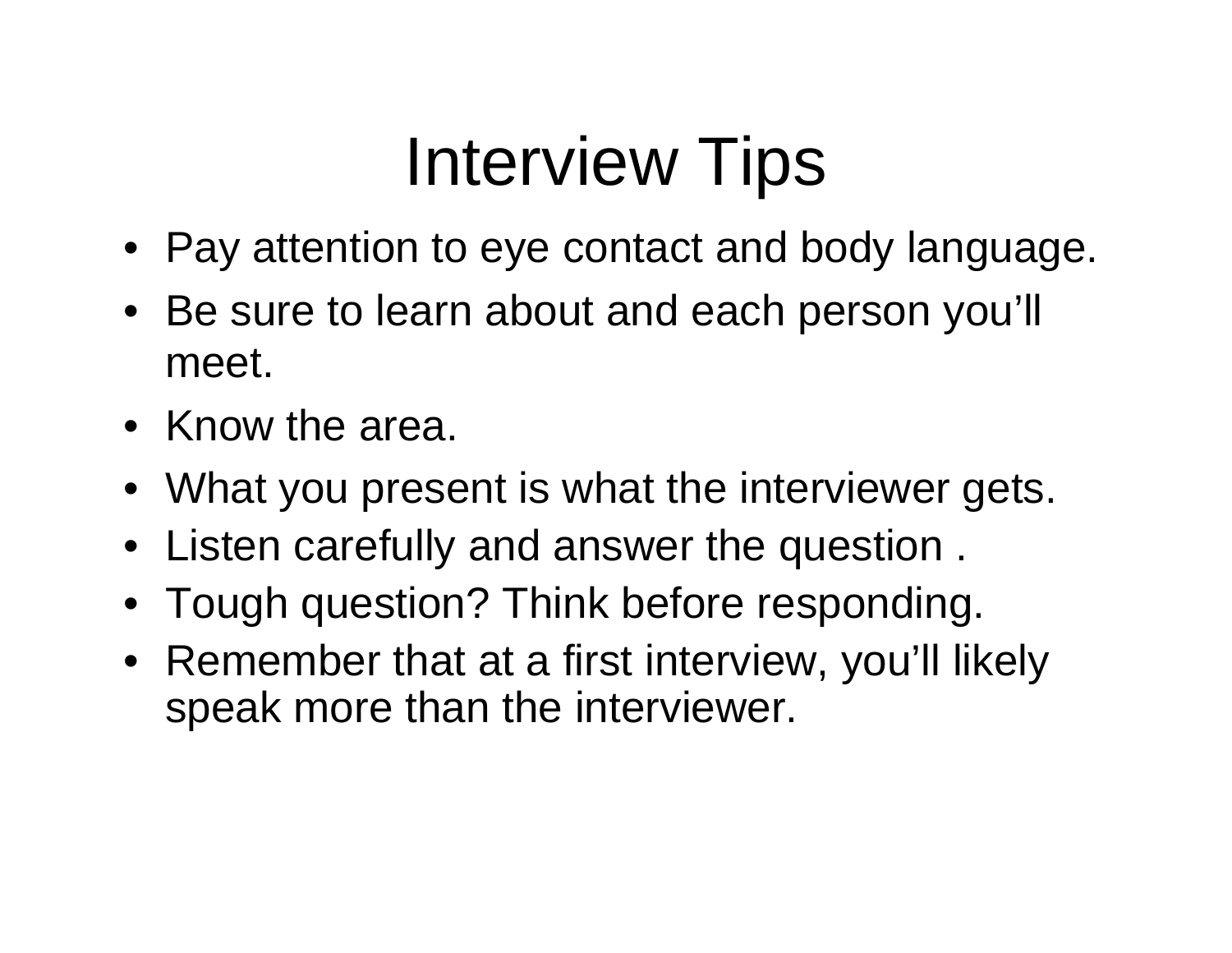# Interview Tips

- Pay attention to eye contact and body language.
- Be sure to learn about and each person you'll meet.
- Know the area.
- What you present is what the interviewer gets.
- Listen carefully and answer the question .
- Tough question? Think before responding.
- Remember that at a first interview, you'll likely speak more than the interviewer.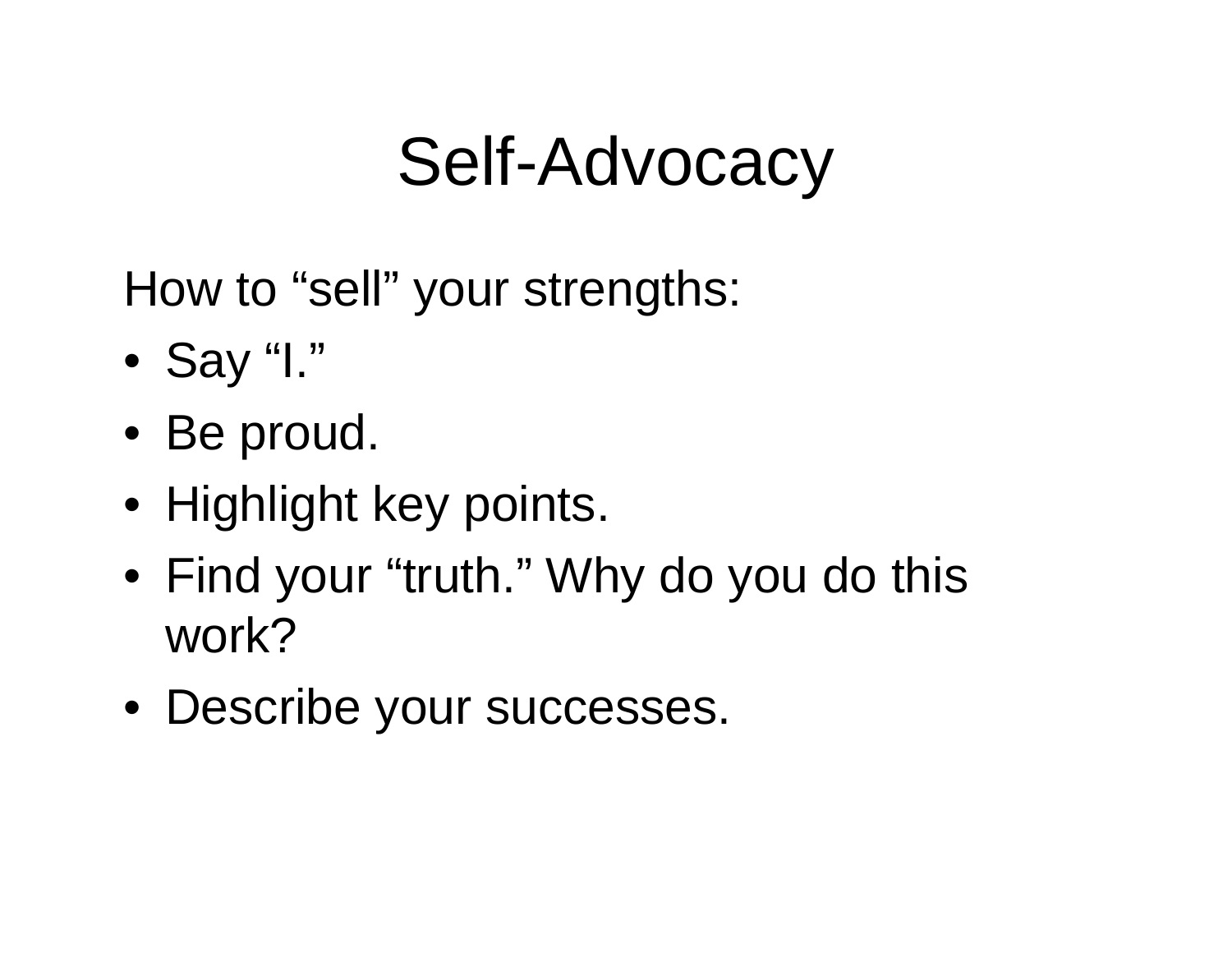# Self-Advocacy

How to “sell” your strengths:

- Say “I.”
- Be proud.
- Highlight key points.
- Find your “truth.” Why do you do this work?
- Describe your successes.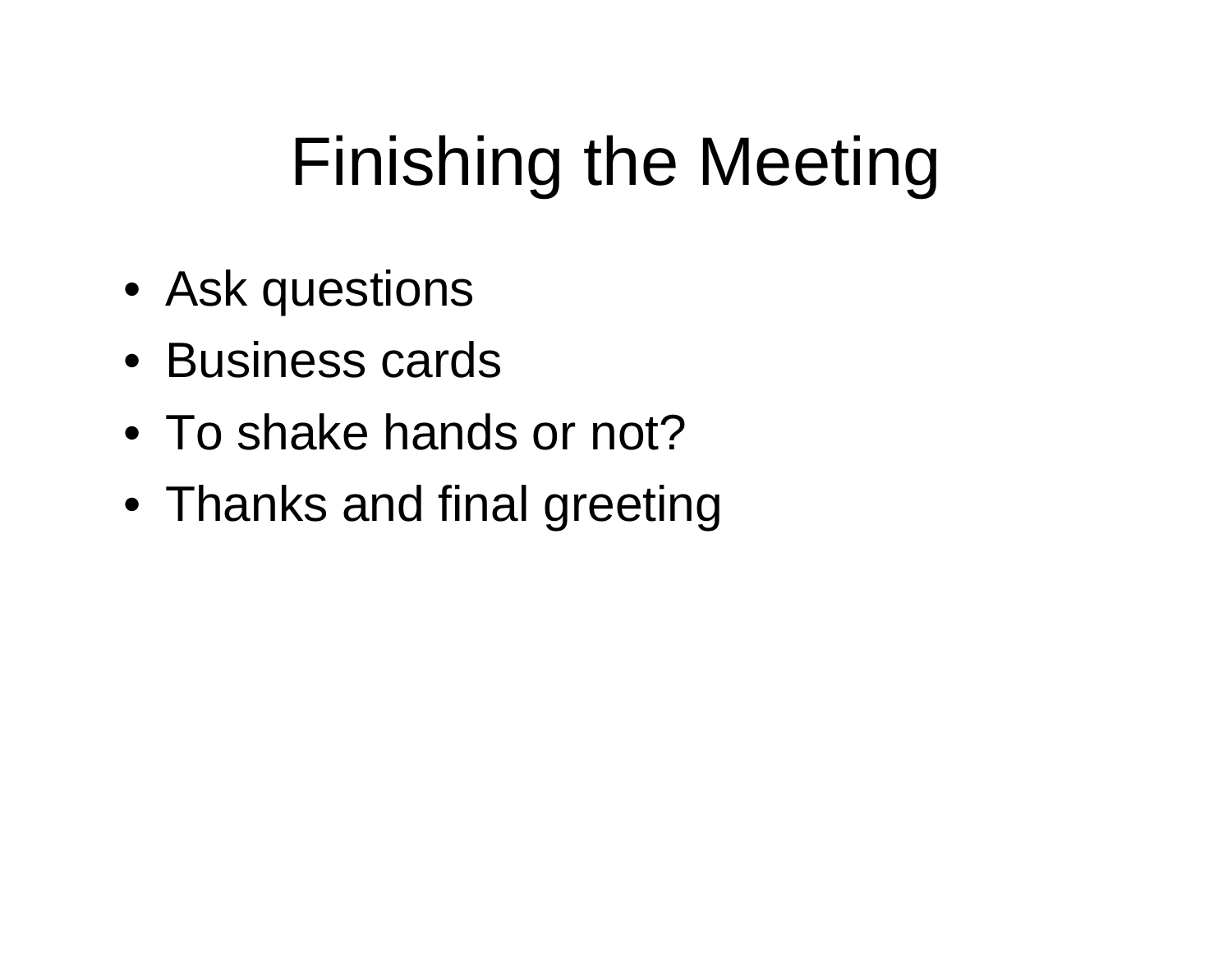# Finishing the Meeting

- Ask questions
- Business cards
- To shake hands or not?
- Thanks and final greeting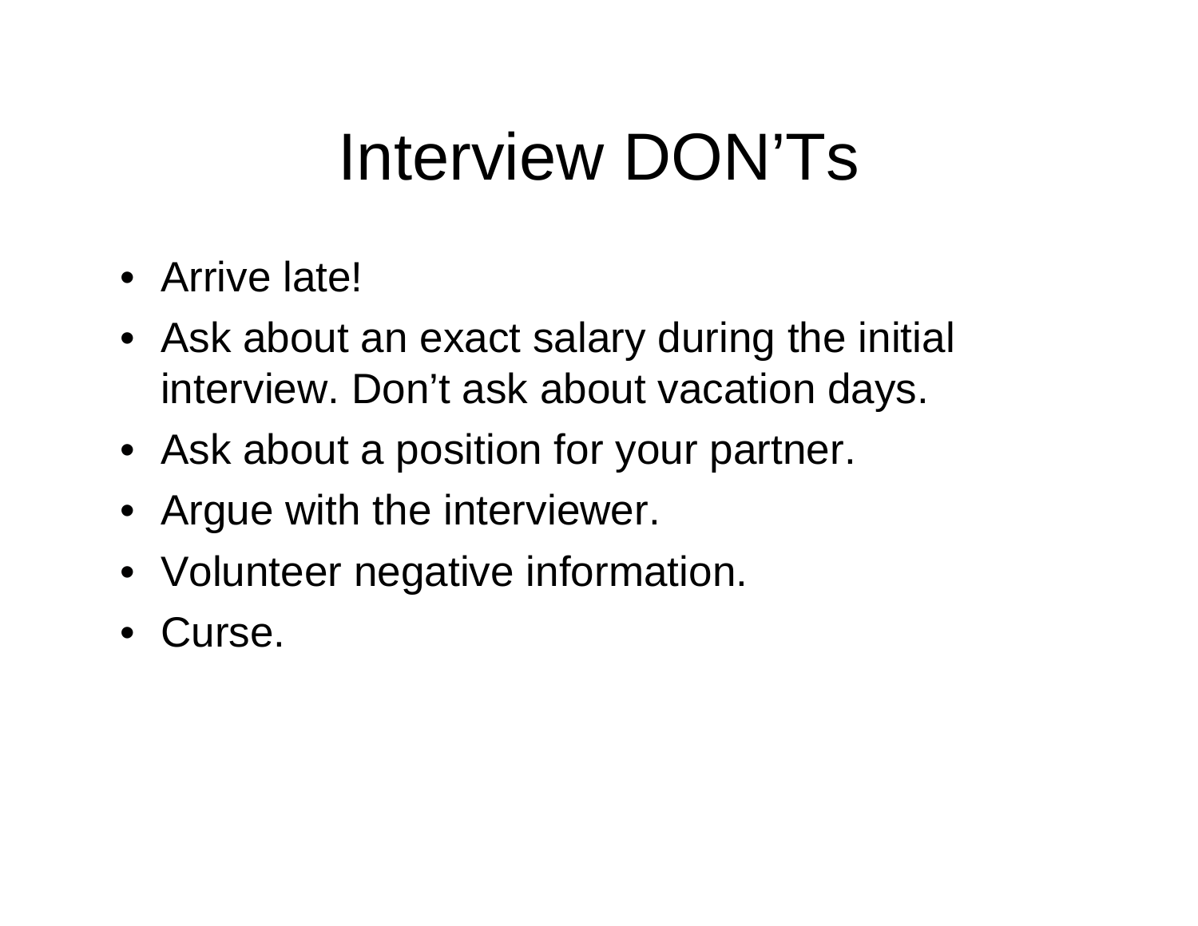# Interview DON'Ts

- Arrive late!
- Ask about an exact salary during the initial interview. Don't ask about vacation days.
- Ask about a position for your partner.
- Argue with the interviewer.
- Volunteer negative information.
- Curse.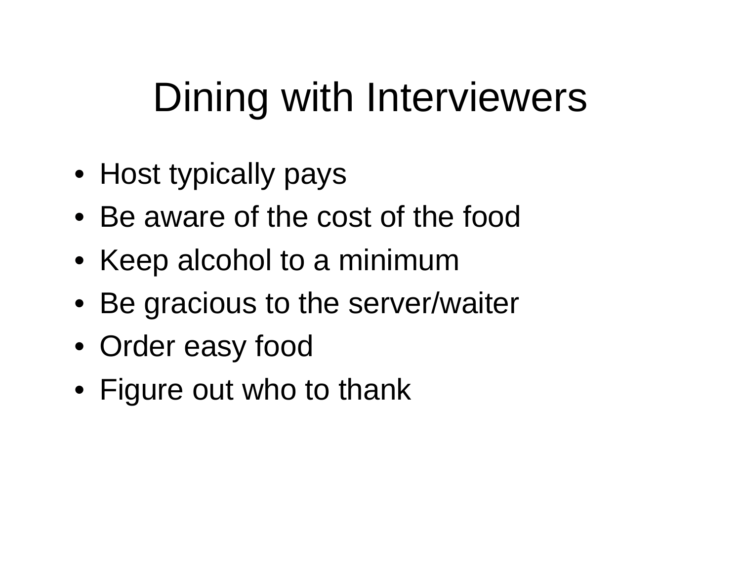# Dining with Interviewers

- Host typically pays
- Be aware of the cost of the food
- Keep alcohol to a minimum
- Be gracious to the server/waiter
- Order easy food
- Figure out who to thank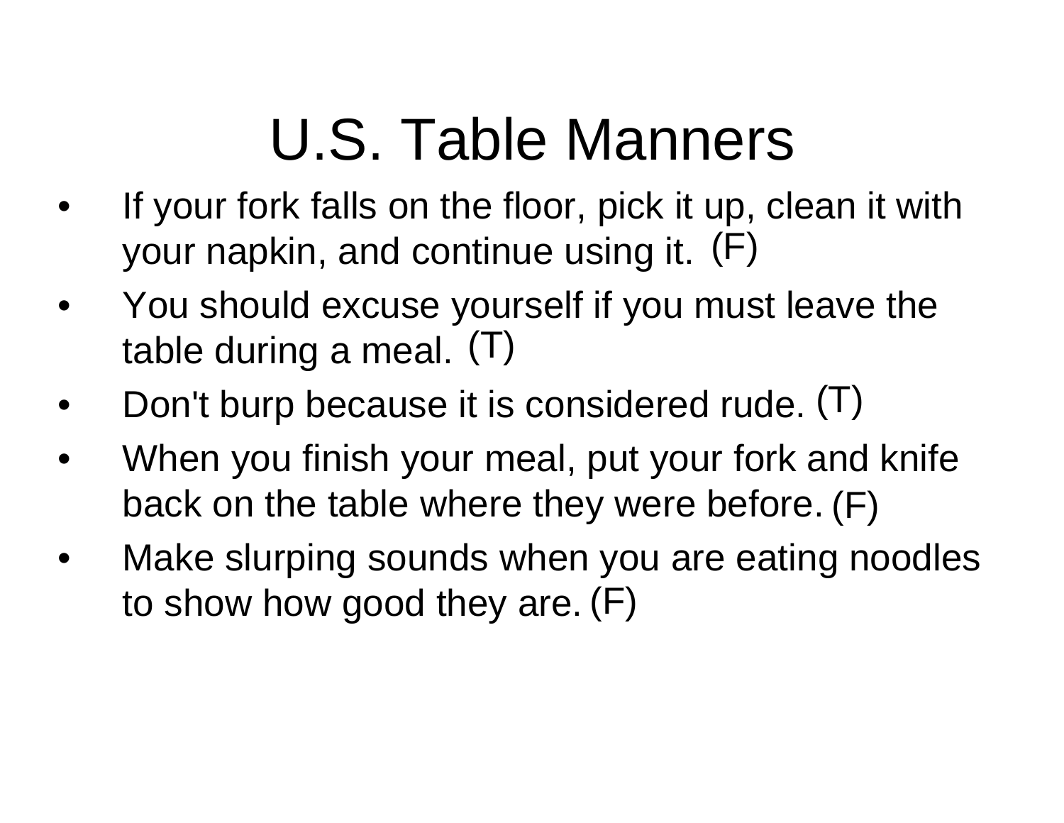# U.S. Table Manners

- If your fork falls on the floor, pick it up, clean it with your napkin, and continue using it. (F)
- You should excuse yourself if you must leave the table during a meal. (T)
- Don't burp because it is considered rude. (T)
- When you finish your meal, put your fork and knife back on the table where they were before. (F)
- Make slurping sounds when you are eating noodles to show how good they are. (F)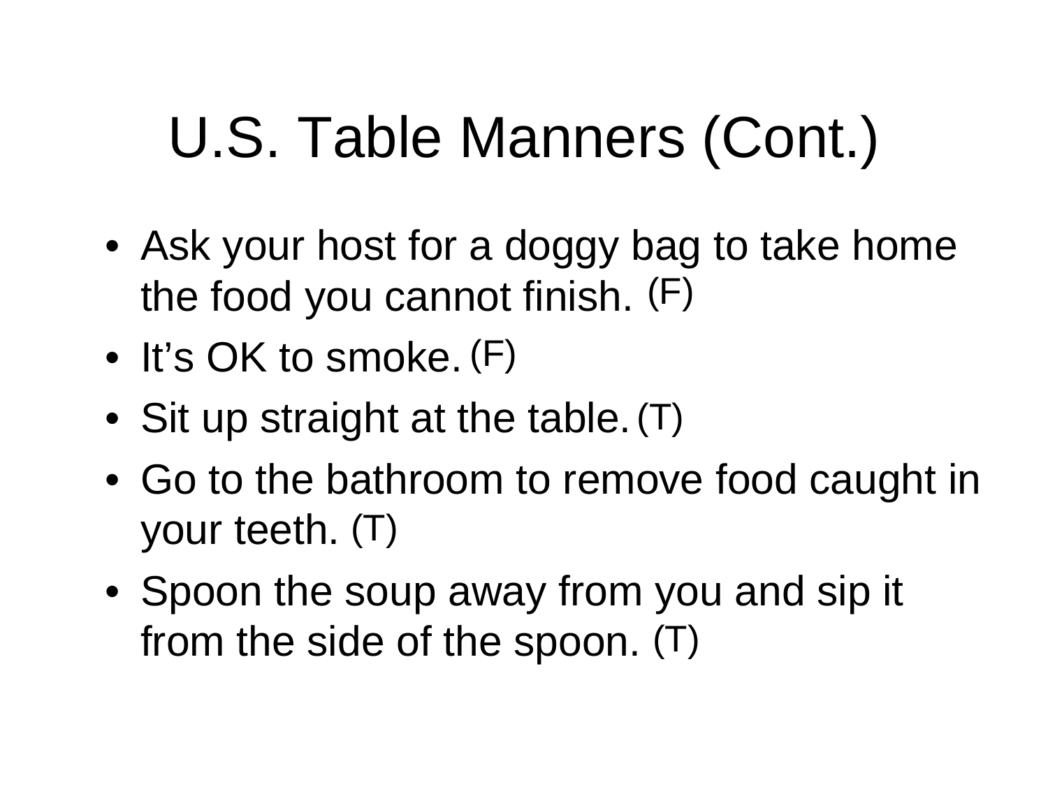# U.S. Table Manners (Cont.)

- Ask your host for a doggy bag to take home the food you cannot finish. (F)
- It's OK to smoke. (F)
- Sit up straight at the table. (T)
- Go to the bathroom to remove food caught in your teeth. (T)
- Spoon the soup away from you and sip it from the side of the spoon. (T)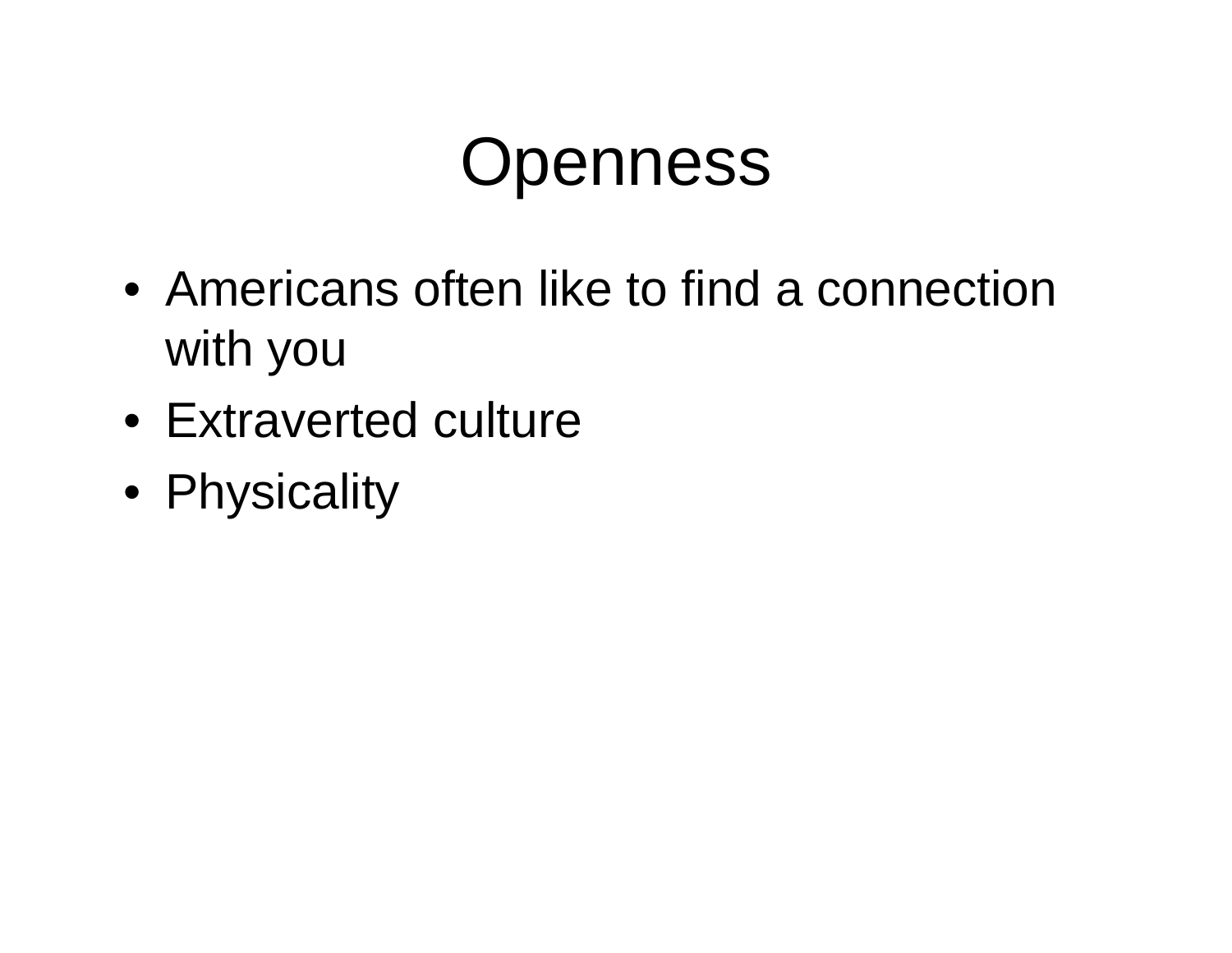# Openness

- Americans often like to find a connection with you
- Extraverted culture
- Physicality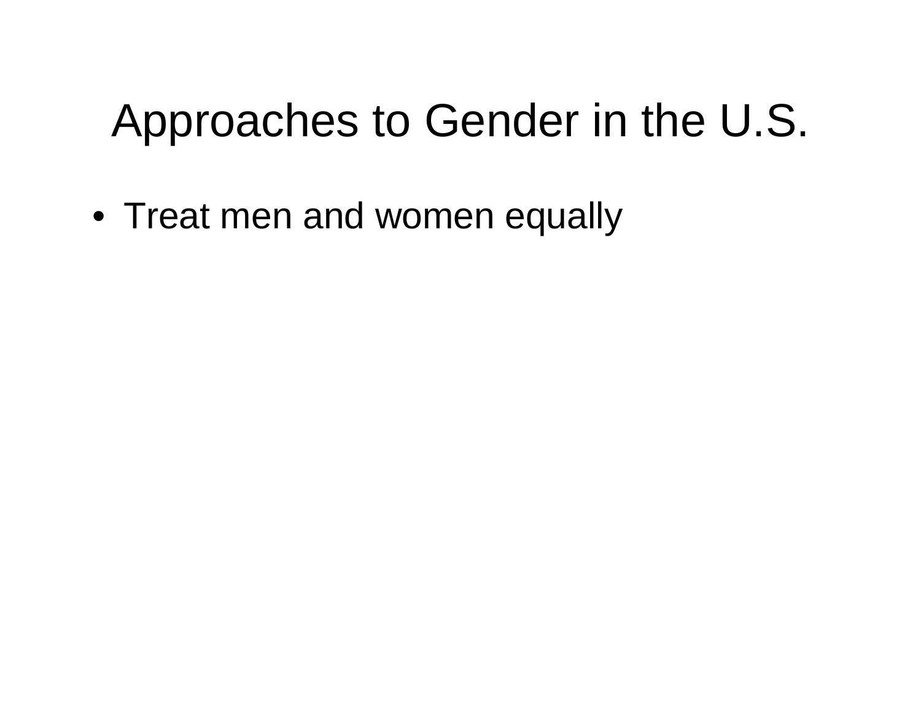# Approaches to Gender in the U.S.

- Treat men and women equally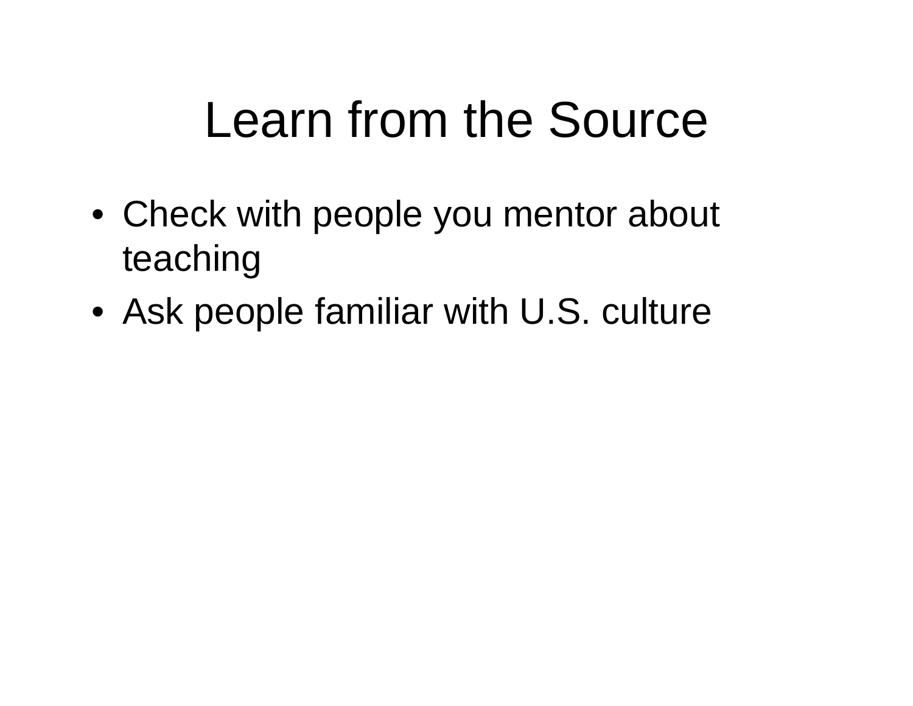# Learn from the Source

- Check with people you mentor about teaching
- Ask people familiar with U.S. culture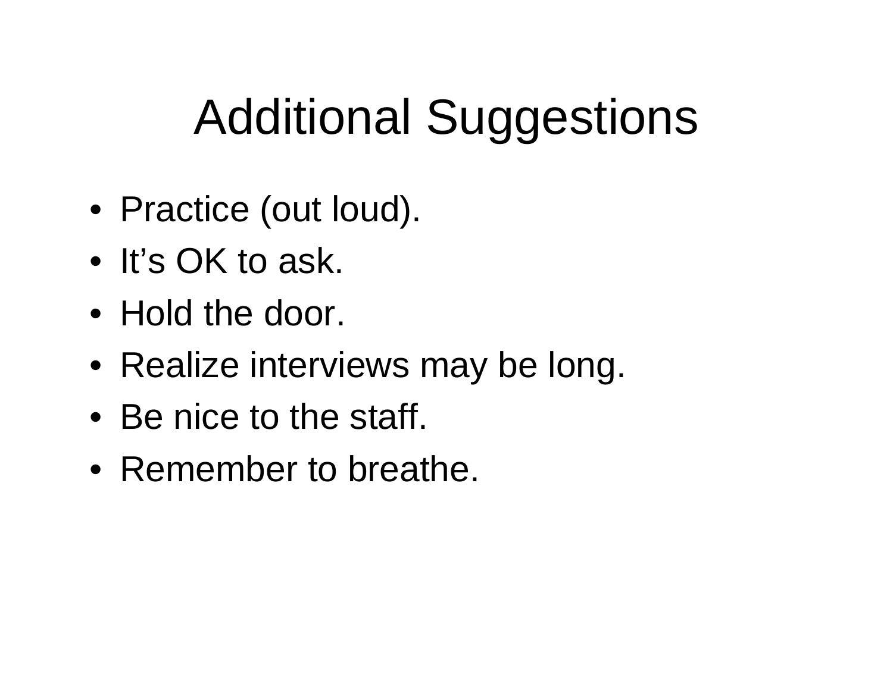# Additional Suggestions

- Practice (out loud).
- It’s OK to ask.
- Hold the door.
- Realize interviews may be long.
- Be nice to the staff.
- Remember to breathe.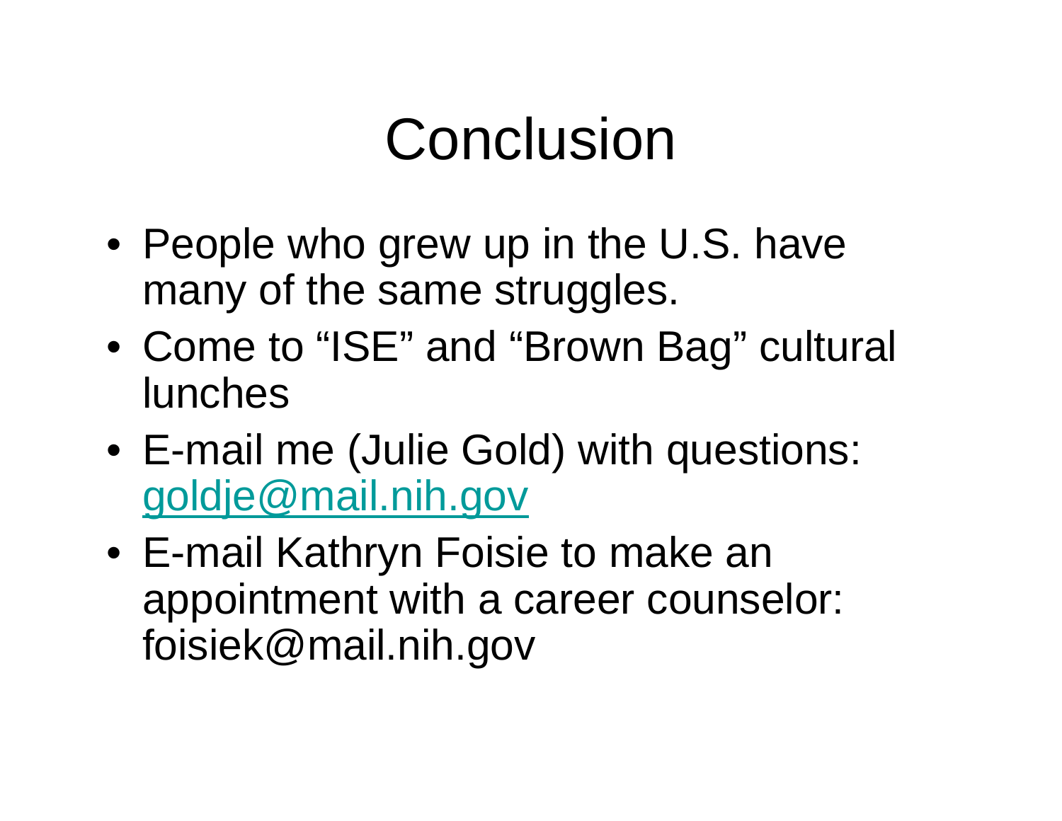# Conclusion

- People who grew up in the U.S. have many of the same struggles.
- Come to “ISE” and “Brown Bag” cultural lunches
- E-mail me (Julie Gold) with questions: goldje@mail.nih.gov
- E-mail Kathryn Foisie to make an appointment with a career counselor: foisiek@mail.nih.gov